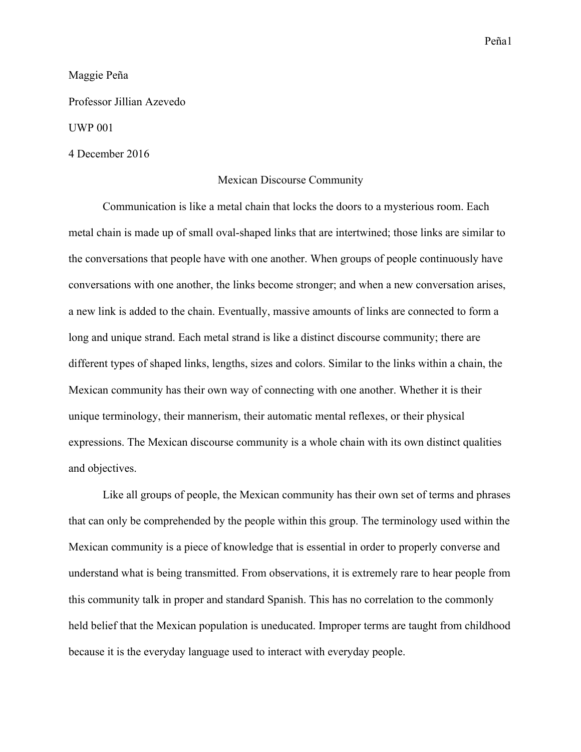Maggie Peña

Professor Jillian Azevedo

UWP 001

4 December 2016

# Mexican Discourse Community

Communication is like a metal chain that locks the doors to a mysterious room. Each metal chain is made up of small oval-shaped links that are intertwined; those links are similar to the conversations that people have with one another. When groups of people continuously have conversations with one another, the links become stronger; and when a new conversation arises, a new link is added to the chain. Eventually, massive amounts of links are connected to form a long and unique strand. Each metal strand is like a distinct discourse community; there are different types of shaped links, lengths, sizes and colors. Similar to the links within a chain, the Mexican community has their own way of connecting with one another. Whether it is their unique terminology, their mannerism, their automatic mental reflexes, or their physical expressions. The Mexican discourse community is a whole chain with its own distinct qualities and objectives.

Like all groups of people, the Mexican community has their own set of terms and phrases that can only be comprehended by the people within this group. The terminology used within the Mexican community is a piece of knowledge that is essential in order to properly converse and understand what is being transmitted. From observations, it is extremely rare to hear people from this community talk in proper and standard Spanish. This has no correlation to the commonly held belief that the Mexican population is uneducated. Improper terms are taught from childhood because it is the everyday language used to interact with everyday people.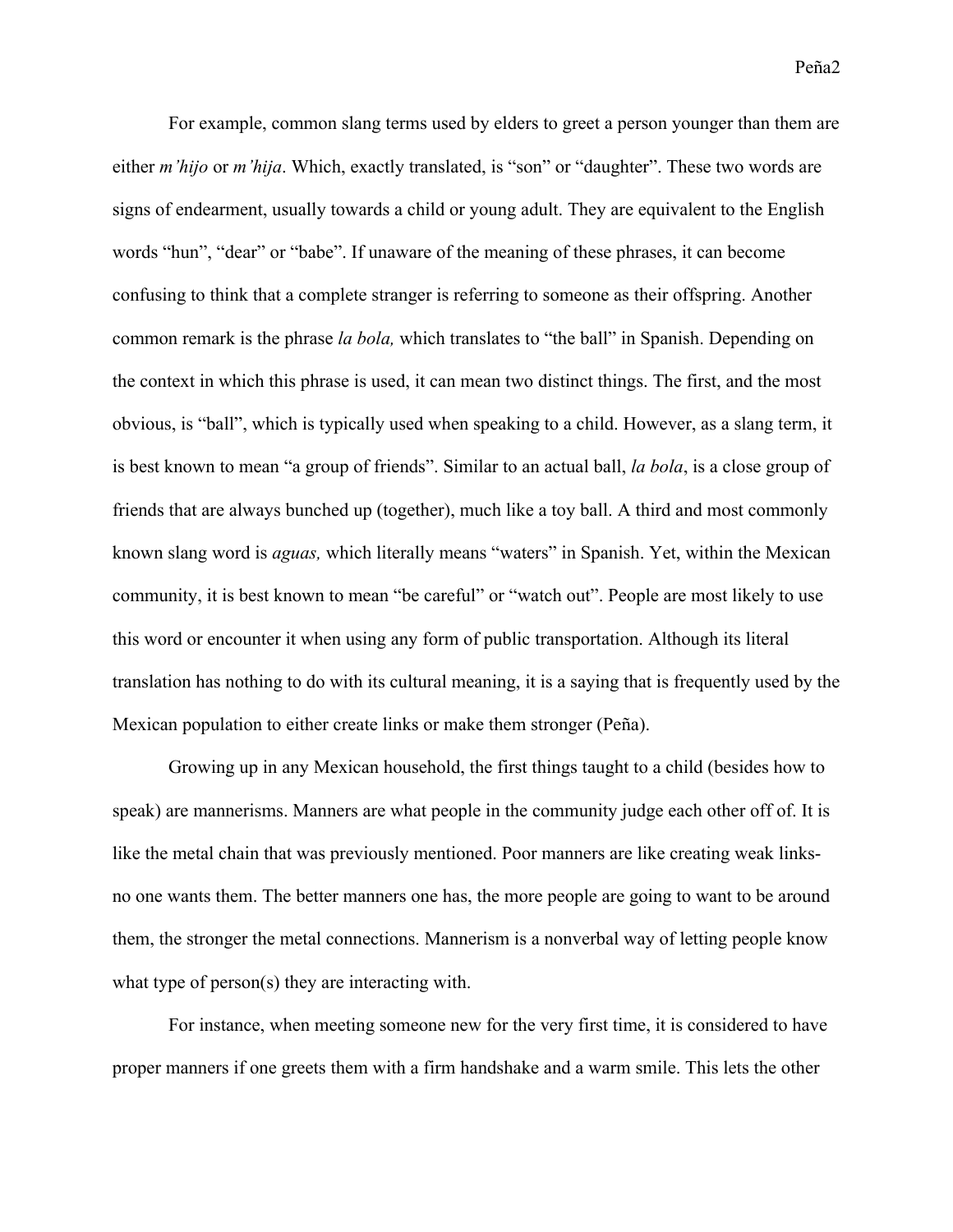For example, common slang terms used by elders to greet a person younger than them are either *m'hijo* or *m'hija*. Which, exactly translated, is "son" or "daughter". These two words are signs of endearment, usually towards a child or young adult. They are equivalent to the English words "hun", "dear" or "babe". If unaware of the meaning of these phrases, it can become confusing to think that a complete stranger is referring to someone as their offspring. Another common remark is the phrase *la bola,* which translates to "the ball" in Spanish. Depending on the context in which this phrase is used, it can mean two distinct things. The first, and the most obvious, is "ball", which is typically used when speaking to a child. However, as a slang term, it is best known to mean "a group of friends". Similar to an actual ball, *la bola*, is a close group of friends that are always bunched up (together), much like a toy ball. A third and most commonly known slang word is *aguas,* which literally means "waters" in Spanish. Yet, within the Mexican community, it is best known to mean "be careful" or "watch out". People are most likely to use this word or encounter it when using any form of public transportation. Although its literal translation has nothing to do with its cultural meaning, it is a saying that is frequently used by the Mexican population to either create links or make them stronger (Peña).

Growing up in any Mexican household, the first things taught to a child (besides how to speak) are mannerisms. Manners are what people in the community judge each other off of. It is like the metal chain that was previously mentioned. Poor manners are like creating weak links- no one wants them. The better manners one has, the more people are going to want to be around them, the stronger the metal connections. Mannerism is a nonverbal way of letting people know what type of person(s) they are interacting with.

For instance, when meeting someone new for the very first time, it is considered to have proper manners if one greets them with a firm handshake and a warm smile. This lets the other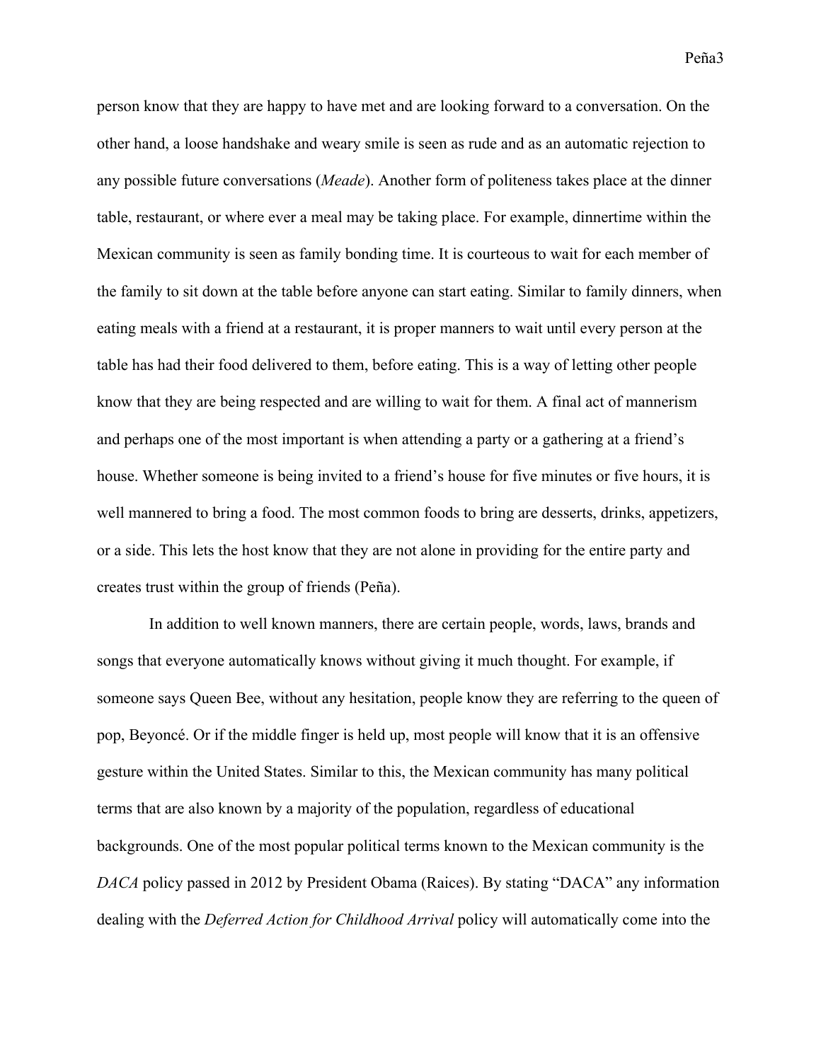person know that they are happy to have met and are looking forward to a conversation. On the other hand, a loose handshake and weary smile is seen as rude and as an automatic rejection to any possible future conversations (*Meade*). Another form of politeness takes place at the dinner table, restaurant, or where ever a meal may be taking place. For example, dinnertime within the Mexican community is seen as family bonding time. It is courteous to wait for each member of the family to sit down at the table before anyone can start eating. Similar to family dinners, when eating meals with a friend at a restaurant, it is proper manners to wait until every person at the table has had their food delivered to them, before eating. This is a way of letting other people know that they are being respected and are willing to wait for them. A final act of mannerism and perhaps one of the most important is when attending a party or a gathering at a friend's house. Whether someone is being invited to a friend's house for five minutes or five hours, it is well mannered to bring a food. The most common foods to bring are desserts, drinks, appetizers, or a side. This lets the host know that they are not alone in providing for the entire party and creates trust within the group of friends (Peña).

In addition to well known manners, there are certain people, words, laws, brands and songs that everyone automatically knows without giving it much thought. For example, if someone says Queen Bee, without any hesitation, people know they are referring to the queen of pop, Beyoncé. Or if the middle finger is held up, most people will know that it is an offensive gesture within the United States. Similar to this, the Mexican community has many political terms that are also known by a majority of the population, regardless of educational backgrounds. One of the most popular political terms known to the Mexican community is the *DACA* policy passed in 2012 by President Obama (Raices). By stating "DACA" any information dealing with the *Deferred Action for Childhood Arrival* policy will automatically come into the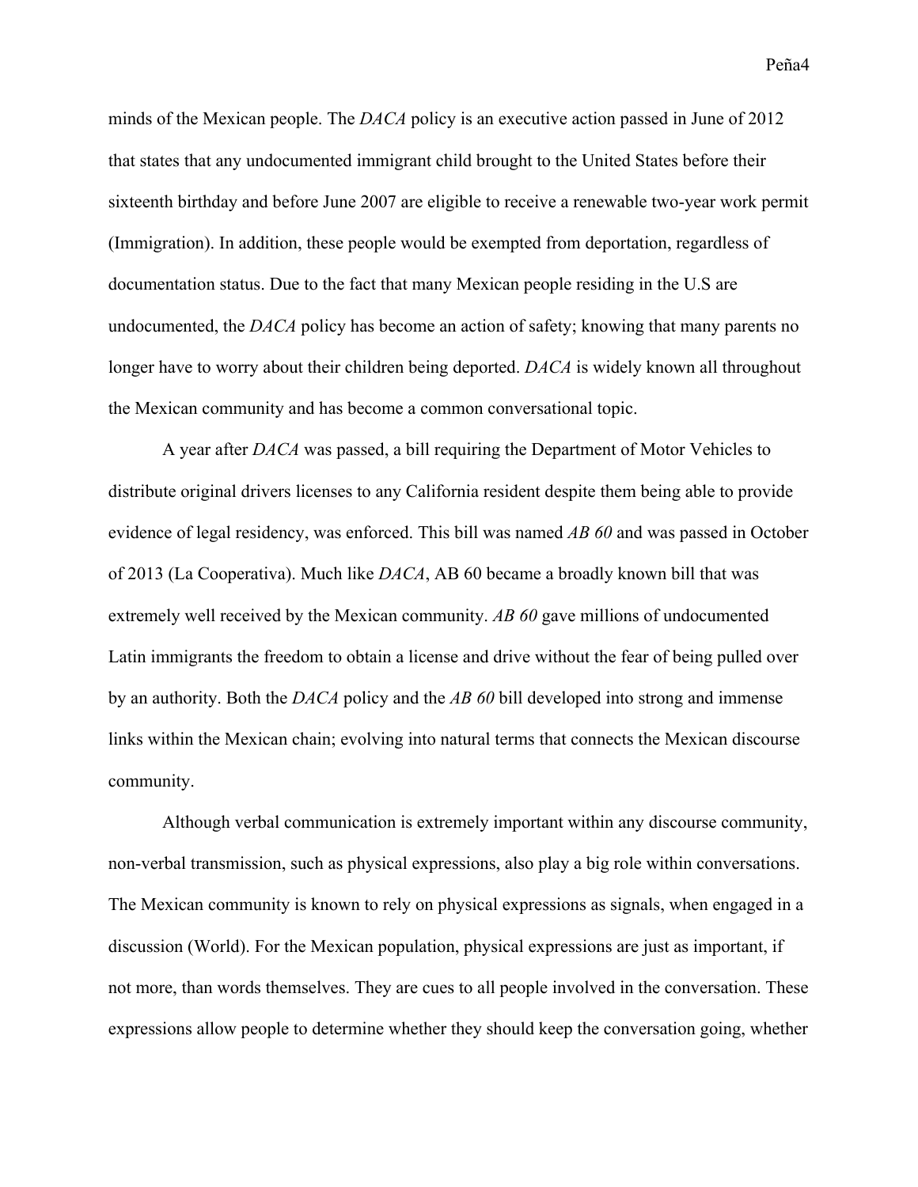minds of the Mexican people. The *DACA* policy is an executive action passed in June of 2012 that states that any undocumented immigrant child brought to the United States before their sixteenth birthday and before June 2007 are eligible to receive a renewable two-year work permit (Immigration). In addition, these people would be exempted from deportation, regardless of documentation status. Due to the fact that many Mexican people residing in the U.S are undocumented, the *DACA* policy has become an action of safety; knowing that many parents no longer have to worry about their children being deported. *DACA* is widely known all throughout the Mexican community and has become a common conversational topic.

A year after *DACA* was passed, a bill requiring the Department of Motor Vehicles to distribute original drivers licenses to any California resident despite them being able to provide evidence of legal residency, was enforced. This bill was named *AB 60* and was passed in October of 2013 (La Cooperativa). Much like *DACA*, AB 60 became a broadly known bill that was extremely well received by the Mexican community. *AB 60* gave millions of undocumented Latin immigrants the freedom to obtain a license and drive without the fear of being pulled over by an authority. Both the *DACA* policy and the *AB 60* bill developed into strong and immense links within the Mexican chain; evolving into natural terms that connects the Mexican discourse community.

Although verbal communication is extremely important within any discourse community, non-verbal transmission, such as physical expressions, also play a big role within conversations. The Mexican community is known to rely on physical expressions as signals, when engaged in a discussion (World). For the Mexican population, physical expressions are just as important, if not more, than words themselves. They are cues to all people involved in the conversation. These expressions allow people to determine whether they should keep the conversation going, whether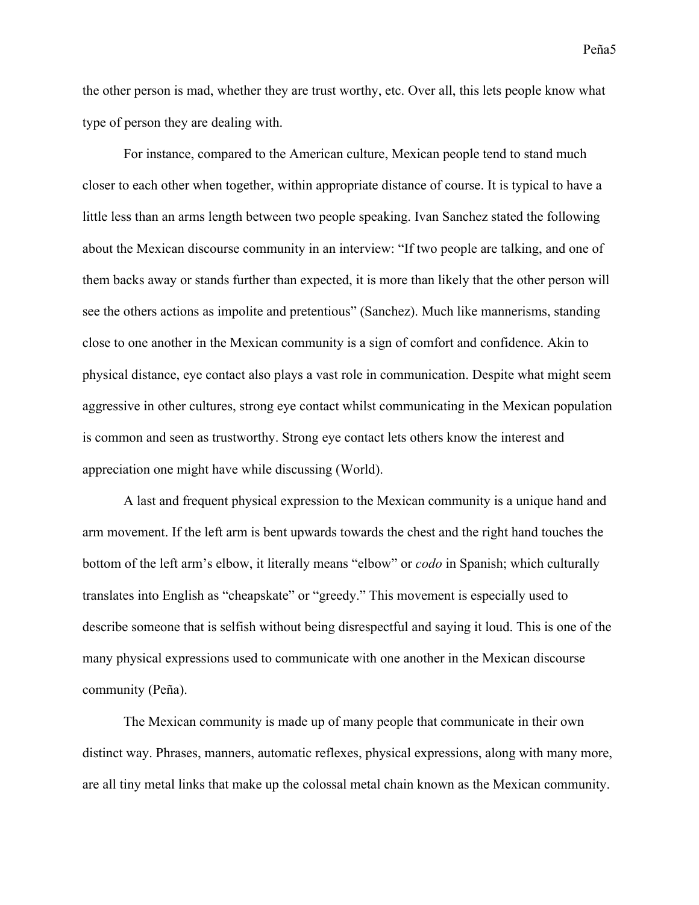the other person is mad, whether they are trust worthy, etc. Over all, this lets people know what type of person they are dealing with.

For instance, compared to the American culture, Mexican people tend to stand much closer to each other when together, within appropriate distance of course. It is typical to have a little less than an arms length between two people speaking. Ivan Sanchez stated the following about the Mexican discourse community in an interview: "If two people are talking, and one of them backs away or stands further than expected, it is more than likely that the other person will see the others actions as impolite and pretentious" (Sanchez). Much like mannerisms, standing close to one another in the Mexican community is a sign of comfort and confidence. Akin to physical distance, eye contact also plays a vast role in communication. Despite what might seem aggressive in other cultures, strong eye contact whilst communicating in the Mexican population is common and seen as trustworthy. Strong eye contact lets others know the interest and appreciation one might have while discussing (World).

A last and frequent physical expression to the Mexican community is a unique hand and arm movement. If the left arm is bent upwards towards the chest and the right hand touches the bottom of the left arm's elbow, it literally means "elbow" or *codo* in Spanish; which culturally translates into English as "cheapskate" or "greedy." This movement is especially used to describe someone that is selfish without being disrespectful and saying it loud. This is one of the many physical expressions used to communicate with one another in the Mexican discourse community (Peña).

The Mexican community is made up of many people that communicate in their own distinct way. Phrases, manners, automatic reflexes, physical expressions, along with many more, are all tiny metal links that make up the colossal metal chain known as the Mexican community.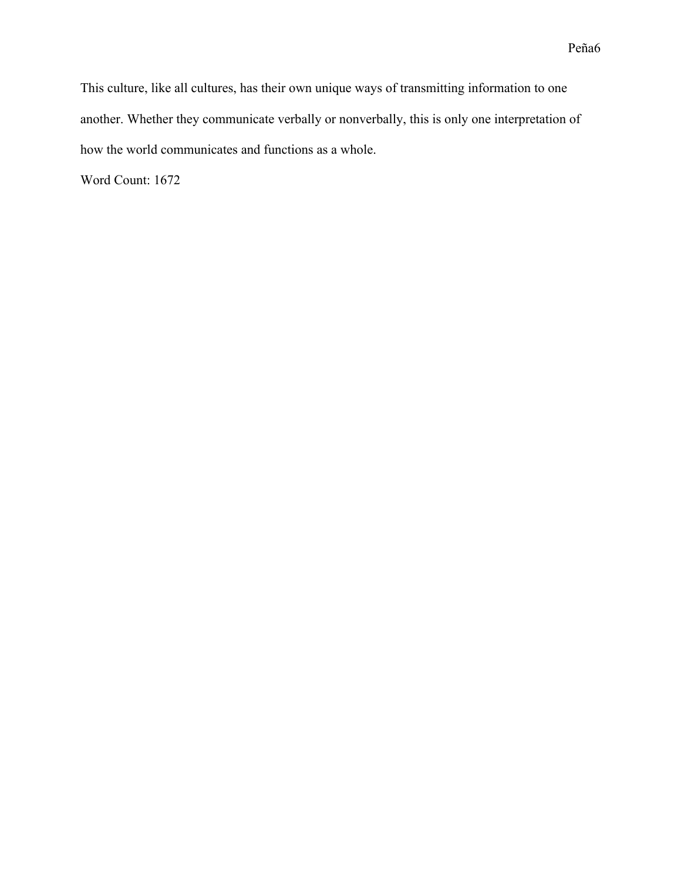This culture, like all cultures, has their own unique ways of transmitting information to one another. Whether they communicate verbally or nonverbally, this is only one interpretation of how the world communicates and functions as a whole.

Word Count: 1672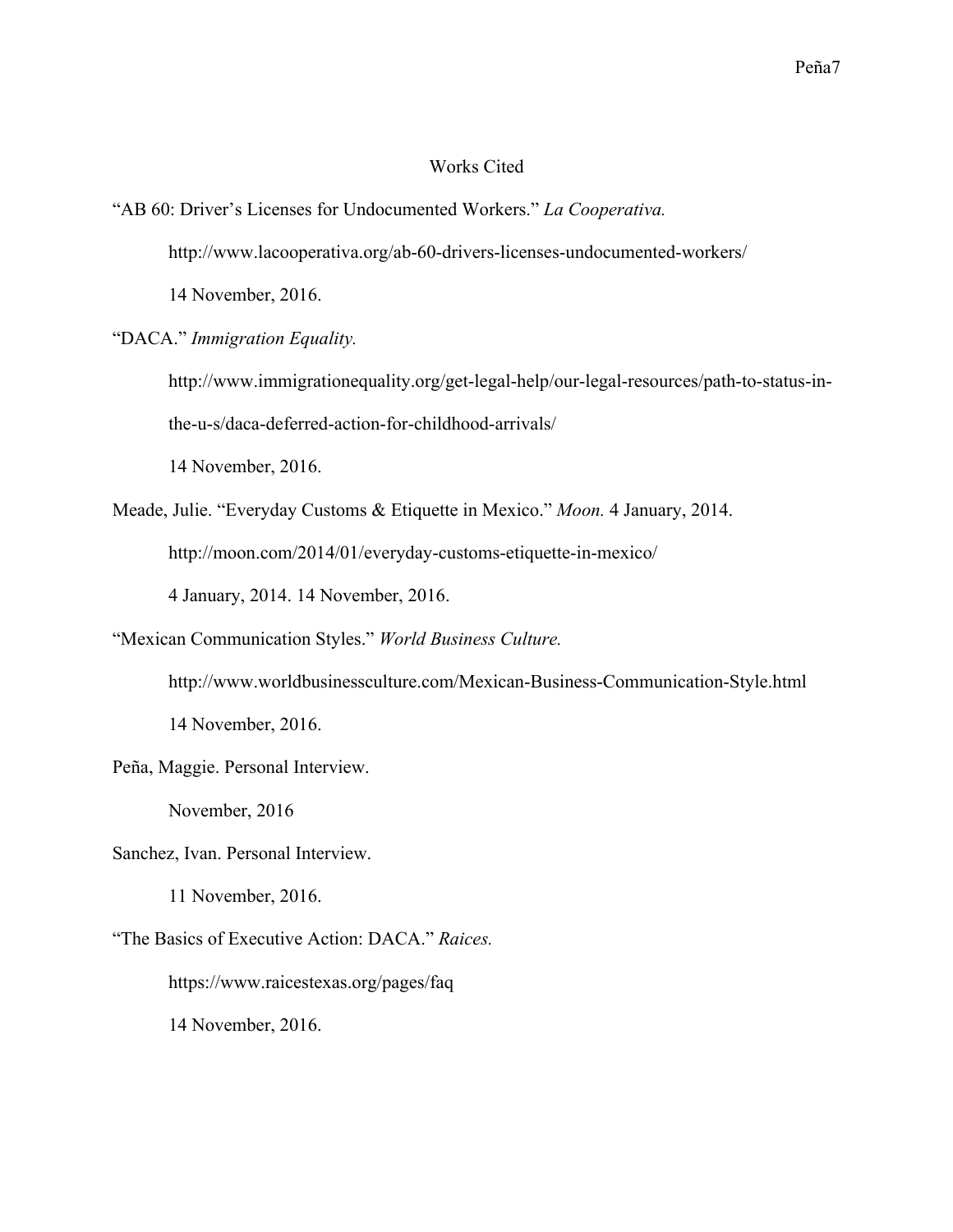# Works Cited

"AB 60: Driver's Licenses for Undocumented Workers." *La Cooperativa.*
http://www.lacooperativa.org/ab-60-drivers-licenses-undocumented-workers/
14 November, 2016.

"DACA." *Immigration Equality.*
http://www.immigrationequality.org/get-legal-help/our-legal-resources/path-to-status-in-the-u-s/daca-deferred-action-for-childhood-arrivals/
14 November, 2016.

Meade, Julie. "Everyday Customs & Etiquette in Mexico." *Moon.* 4 January, 2014.
http://moon.com/2014/01/everyday-customs-etiquette-in-mexico/
4 January, 2014. 14 November, 2016.

"Mexican Communication Styles." *World Business Culture.*
http://www.worldbusinessculture.com/Mexican-Business-Communication-Style.html
14 November, 2016.

Peña, Maggie. Personal Interview.
November, 2016

Sanchez, Ivan. Personal Interview.
11 November, 2016.

"The Basics of Executive Action: DACA." *Raices.*
https://www.raicestexas.org/pages/faq
14 November, 2016.